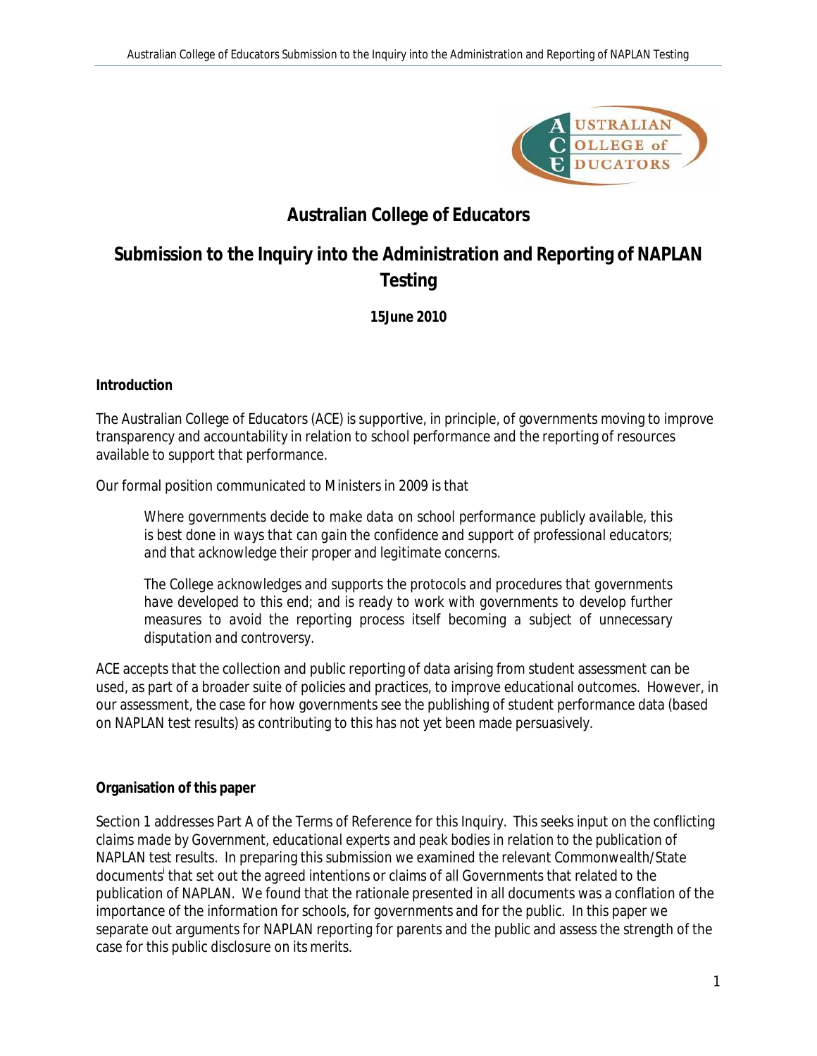# Australian College of Educators

## Submission to the Inquiry into the Administration and Reporting of NAPLAN Testing

**15June 2010**

**Introduction**

The Australian College of Educators (ACE) is supportive, in principle, of governments moving to improve transparency and accountability in relation to school performance and the reporting of resources available to support that performance.

Our formal position communicated to Ministers in 2009 is that

> *Where governments decide to make data on school performance publicly available, this is best done in ways that can gain the confidence and support of professional educators; and that acknowledge their proper and legitimate concerns.*
>
> *The College acknowledges and supports the protocols and procedures that governments have developed to this end; and is ready to work with governments to develop further measures to avoid the reporting process itself becoming a subject of unnecessary disputation and controversy.*

ACE accepts that the collection and public reporting of data arising from student assessment can be used, as part of a broader suite of policies and practices, to improve educational outcomes. However, in our assessment, the case for how governments see the publishing of student performance data (based on NAPLAN test results) as contributing to this has not yet been made persuasively.

**Organisation of this paper**

Section 1 addresses Part A of the Terms of Reference for this Inquiry. This seeks input on the conflicting claims made by Government, educational experts and peak bodies in relation to the publication of NAPLAN test results. In preparing this submission we examined the relevant Commonwealth/State documents[i] that set out the agreed intentions or claims of all Governments that related to the publication of NAPLAN. We found that the rationale presented in all documents was a conflation of the importance of the information for schools, for governments and for the public. In this paper we separate out arguments for NAPLAN reporting for parents and the public and assess the strength of the case for this public disclosure on its merits.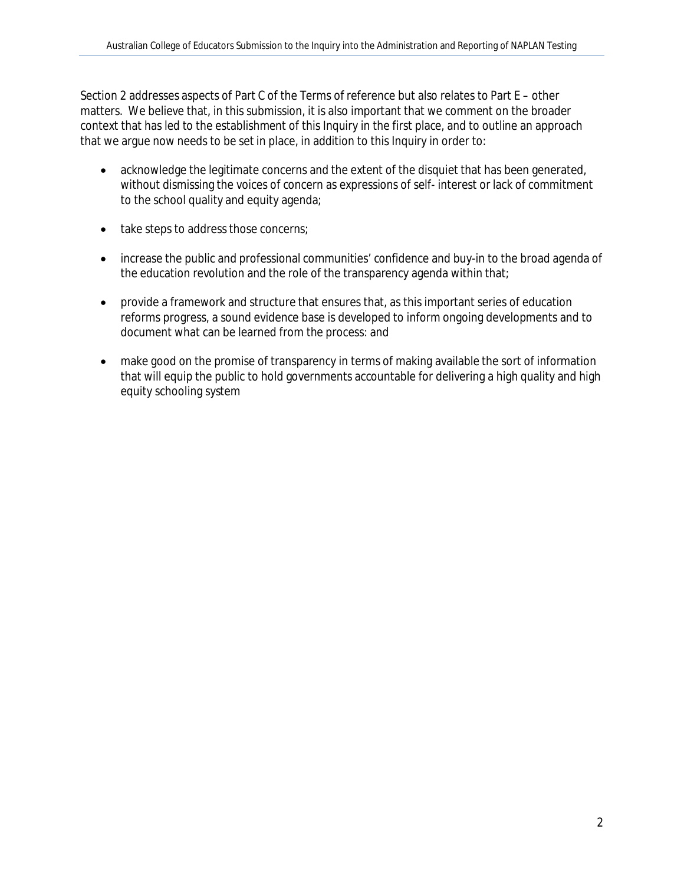Section 2 addresses aspects of Part C of the Terms of reference but also relates to Part E – other matters. We believe that, in this submission, it is also important that we comment on the broader context that has led to the establishment of this Inquiry in the first place, and to outline an approach that we argue now needs to be set in place, in addition to this Inquiry in order to:

- acknowledge the legitimate concerns and the extent of the disquiet that has been generated, without dismissing the voices of concern as expressions of self- interest or lack of commitment to the school quality and equity agenda;
- take steps to address those concerns;
- increase the public and professional communities' confidence and buy-in to the broad agenda of the education revolution and the role of the transparency agenda within that;
- provide a framework and structure that ensures that, as this important series of education reforms progress, a sound evidence base is developed to inform ongoing developments and to document what can be learned from the process: and
- make good on the promise of transparency in terms of making available the sort of information that will equip the public to hold governments accountable for delivering a high quality and high equity schooling system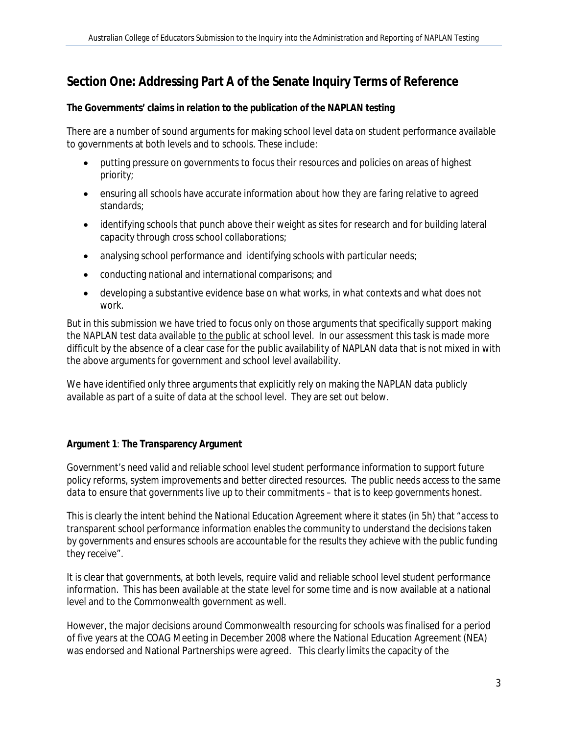## Section One: Addressing Part A of the Senate Inquiry Terms of Reference

**The Governments' claims in relation to the publication of the NAPLAN testing**

There are a number of sound arguments for making school level data on student performance available to governments at both levels and to schools. These include:

- putting pressure on governments to focus their resources and policies on areas of highest priority;
- ensuring all schools have accurate information about how they are faring relative to agreed standards;
- identifying schools that punch above their weight as sites for research and for building lateral capacity through cross school collaborations;
- analysing school performance and identifying schools with particular needs;
- conducting national and international comparisons; and
- developing a substantive evidence base on what works, in what contexts and what does not work.

But in this submission we have tried to focus only on those arguments that specifically support making the NAPLAN test data available <u>to the public</u> at school level. In our assessment this task is made more difficult by the absence of a clear case for the public availability of NAPLAN data that is not mixed in with the above arguments for government and school level availability.

We have identified only three arguments that explicitly rely on making the NAPLAN data publicly available as part of a suite of data at the school level. They are set out below.

**Argument 1**: **The Transparency Argument**

*Government's need valid and reliable school level student performance information to support future policy reforms, system improvements and better directed resources. The public needs access to the same data to ensure that governments live up to their commitments – that is to keep governments honest.*

This is clearly the intent behind the National Education Agreement where it states (in 5h) that "*access to transparent school performance information enables the community to understand the decisions taken by governments and ensures schools are accountable for the results they achieve with the public funding they receive*".

It is clear that governments, at both levels, require valid and reliable school level student performance information. This has been available at the state level for some time and is now available at a national level and to the Commonwealth government as well.

However, the major decisions around Commonwealth resourcing for schools was finalised for a period of five years at the COAG Meeting in December 2008 where the National Education Agreement (NEA) was endorsed and National Partnerships were agreed. This clearly limits the capacity of the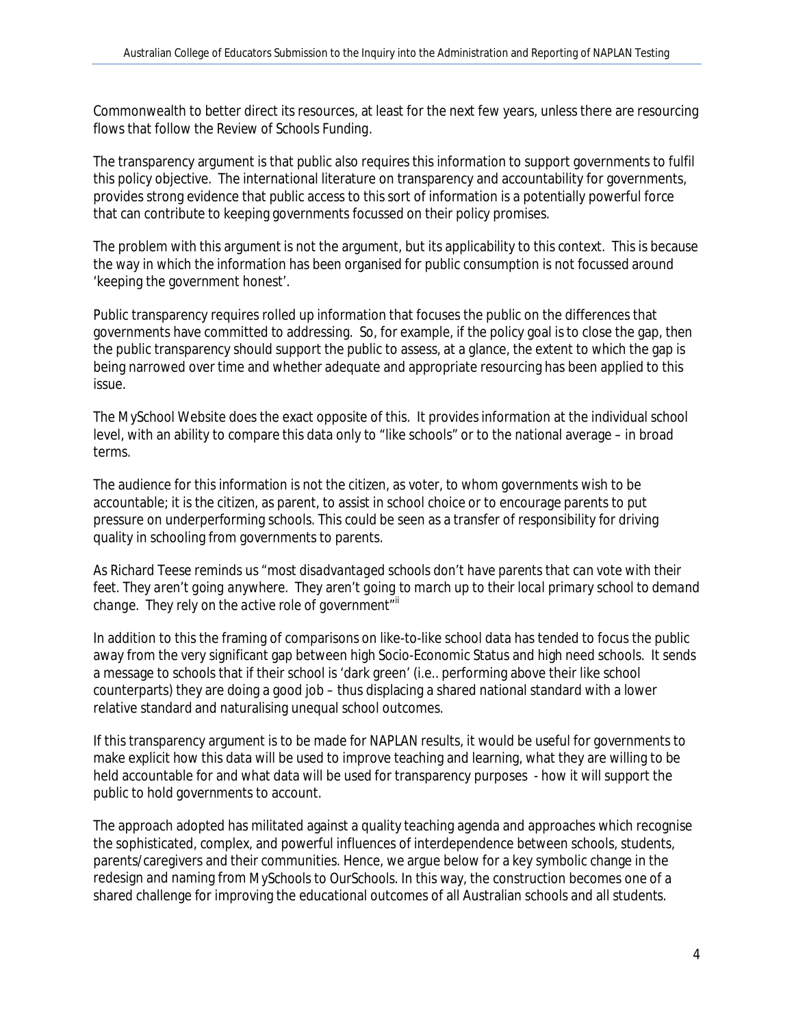Commonwealth to better direct its resources, at least for the next few years, unless there are resourcing flows that follow the Review of Schools Funding.

The transparency argument is that public also requires this information to support governments to fulfil this policy objective. The international literature on transparency and accountability for governments, provides strong evidence that public access to this sort of information is a potentially powerful force that can contribute to keeping governments focussed on their policy promises.

The problem with this argument is not the argument, but its applicability to this context. This is because the way in which the information has been organised for public consumption is not focussed around 'keeping the government honest'.

Public transparency requires rolled up information that focuses the public on the differences that governments have committed to addressing. So, for example, if the policy goal is to close the gap, then the public transparency should support the public to assess, at a glance, the extent to which the gap is being narrowed over time and whether adequate and appropriate resourcing has been applied to this issue.

The MySchool Website does the exact opposite of this. It provides information at the individual school level, with an ability to compare this data only to "like schools" or to the national average – in broad terms.

The audience for this information is not the citizen, as voter, to whom governments wish to be accountable; it is the citizen, as parent, to assist in school choice or to encourage parents to put pressure on underperforming schools. This could be seen as a transfer of responsibility for driving quality in schooling from governments to parents.

As Richard Teese reminds us "*most disadvantaged schools don't have parents that can vote with their feet. They aren't going anywhere. They aren't going to march up to their local primary school to demand change. They rely on the active role of government*"[ii]

In addition to this the framing of comparisons on like-to-like school data has tended to focus the public away from the very significant gap between high Socio-Economic Status and high need schools. It sends a message to schools that if their school is 'dark green' (i.e.. performing above their like school counterparts) they are doing a good job – thus displacing a shared national standard with a lower relative standard and naturalising unequal school outcomes.

If this transparency argument is to be made for NAPLAN results, it would be useful for governments to make explicit how this data will be used to improve teaching and learning, what they are willing to be held accountable for and what data will be used for transparency purposes - how it will support the public to hold governments to account.

The approach adopted has militated against a quality teaching agenda and approaches which recognise the sophisticated, complex, and powerful influences of interdependence between schools, students, parents/caregivers and their communities. Hence, we argue below for a key symbolic change in the redesign and naming from MySchools to OurSchools. In this way, the construction becomes one of a shared challenge for improving the educational outcomes of all Australian schools and all students.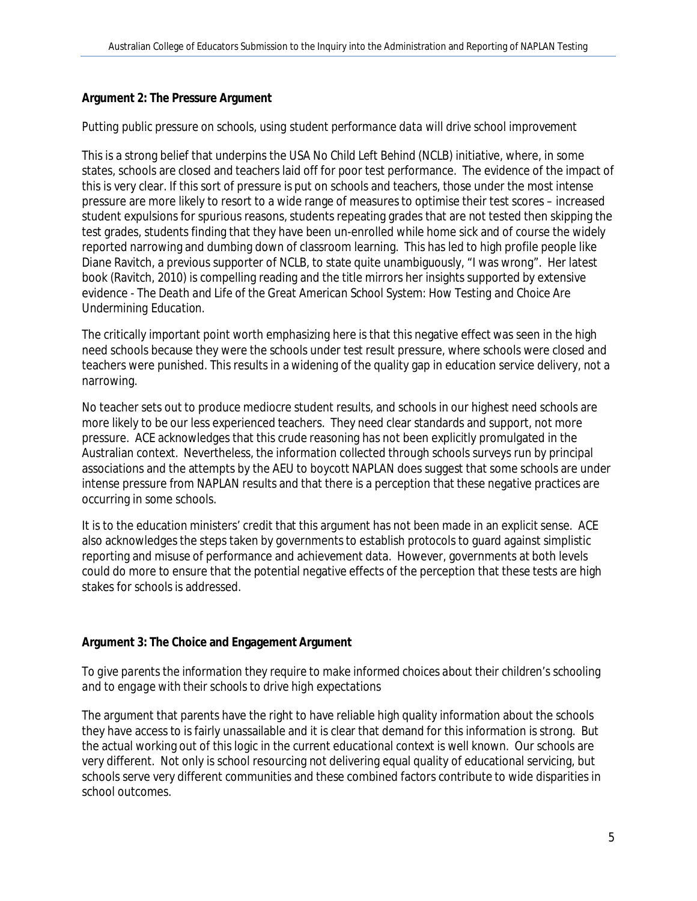**Argument 2: The Pressure Argument**

*Putting public pressure on schools, using student performance data will drive school improvement*

This is a strong belief that underpins the USA No Child Left Behind (NCLB) initiative, where, in some states, schools are closed and teachers laid off for poor test performance. The evidence of the impact of this is very clear. If this sort of pressure is put on schools and teachers, those under the most intense pressure are more likely to resort to a wide range of measures to optimise their test scores – increased student expulsions for spurious reasons, students repeating grades that are not tested then skipping the test grades, students finding that they have been un-enrolled while home sick and of course the widely reported narrowing and dumbing down of classroom learning. This has led to high profile people like Diane Ravitch, a previous supporter of NCLB, to state quite unambiguously, "I was wrong". Her latest book (Ravitch, 2010) is compelling reading and the title mirrors her insights supported by extensive evidence - *The Death and Life of the Great American School System: How Testing and Choice Are Undermining Education.*

The critically important point worth emphasizing here is that this negative effect was seen in the high need schools because they were the schools under test result pressure, where schools were closed and teachers were punished. This results in a widening of the quality gap in education service delivery, not a narrowing.

No teacher sets out to produce mediocre student results, and schools in our highest need schools are more likely to be our less experienced teachers. They need clear standards and support, not more pressure. ACE acknowledges that this crude reasoning has not been explicitly promulgated in the Australian context. Nevertheless, the information collected through schools surveys run by principal associations and the attempts by the AEU to boycott NAPLAN does suggest that some schools are under intense pressure from NAPLAN results and that there is a perception that these negative practices are occurring in some schools.

It is to the education ministers' credit that this argument has not been made in an explicit sense. ACE also acknowledges the steps taken by governments to establish protocols to guard against simplistic reporting and misuse of performance and achievement data. However, governments at both levels could do more to ensure that the potential negative effects of the perception that these tests are high stakes for schools is addressed.

**Argument 3: The Choice and Engagement Argument**

*To give parents the information they require to make informed choices about their children's schooling and to engage with their schools to drive high expectations*

The argument that parents have the right to have reliable high quality information about the schools they have access to is fairly unassailable and it is clear that demand for this information is strong. But the actual working out of this logic in the current educational context is well known. Our schools are very different. Not only is school resourcing not delivering equal quality of educational servicing, but schools serve very different communities and these combined factors contribute to wide disparities in school outcomes.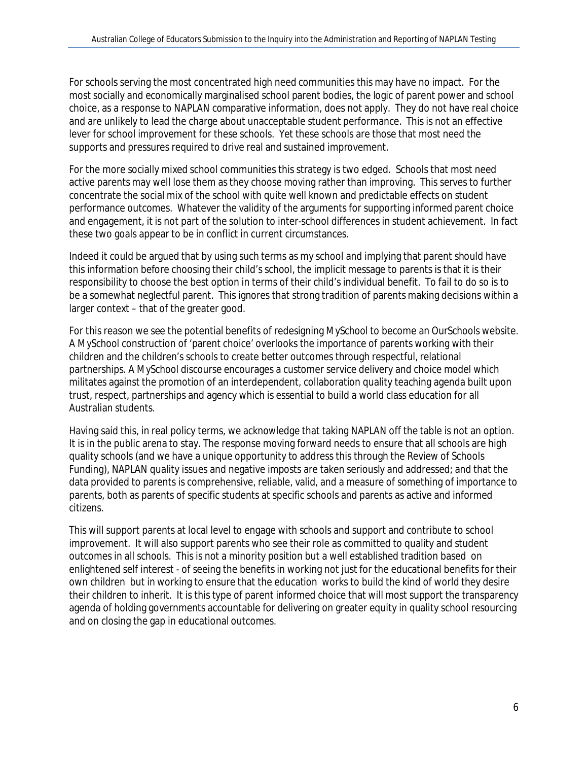For schools serving the most concentrated high need communities this may have no impact. For the most socially and economically marginalised school parent bodies, the logic of parent power and school choice, as a response to NAPLAN comparative information, does not apply. They do not have real choice and are unlikely to lead the charge about unacceptable student performance. This is not an effective lever for school improvement for these schools. Yet these schools are those that most need the supports and pressures required to drive real and sustained improvement.

For the more socially mixed school communities this strategy is two edged. Schools that most need active parents may well lose them as they choose moving rather than improving. This serves to further concentrate the social mix of the school with quite well known and predictable effects on student performance outcomes. Whatever the validity of the arguments for supporting informed parent choice and engagement, it is not part of the solution to inter-school differences in student achievement. In fact these two goals appear to be in conflict in current circumstances.

Indeed it could be argued that by using such terms as my school and implying that parent should have this information before choosing their child's school, the implicit message to parents is that it is their responsibility to choose the best option in terms of their child's individual benefit. To fail to do so is to be a somewhat neglectful parent. This ignores that strong tradition of parents making decisions within a larger context – that of the greater good.

For this reason we see the potential benefits of redesigning MySchool to become an OurSchools website. A MySchool construction of 'parent choice' overlooks the importance of parents working with their children and the children's schools to create better outcomes through respectful, relational partnerships. A MySchool discourse encourages a customer service delivery and choice model which militates against the promotion of an interdependent, collaboration quality teaching agenda built upon trust, respect, partnerships and agency which is essential to build a world class education for all Australian students.

Having said this, in real policy terms, we acknowledge that taking NAPLAN off the table is not an option. It is in the public arena to stay. The response moving forward needs to ensure that all schools are high quality schools (and we have a unique opportunity to address this through the Review of Schools Funding), NAPLAN quality issues and negative imposts are taken seriously and addressed; and that the data provided to parents is comprehensive, reliable, valid, and a measure of something of importance to parents, both as parents of specific students at specific schools and parents as active and informed citizens.

This will support parents at local level to engage with schools and support and contribute to school improvement. It will also support parents who see their role as committed to quality and student outcomes in all schools. This is not a minority position but a well established tradition based on enlightened self interest - of seeing the benefits in working not just for the educational benefits for their own children but in working to ensure that the education works to build the kind of world they desire their children to inherit. It is this type of parent informed choice that will most support the transparency agenda of holding governments accountable for delivering on greater equity in quality school resourcing and on closing the gap in educational outcomes.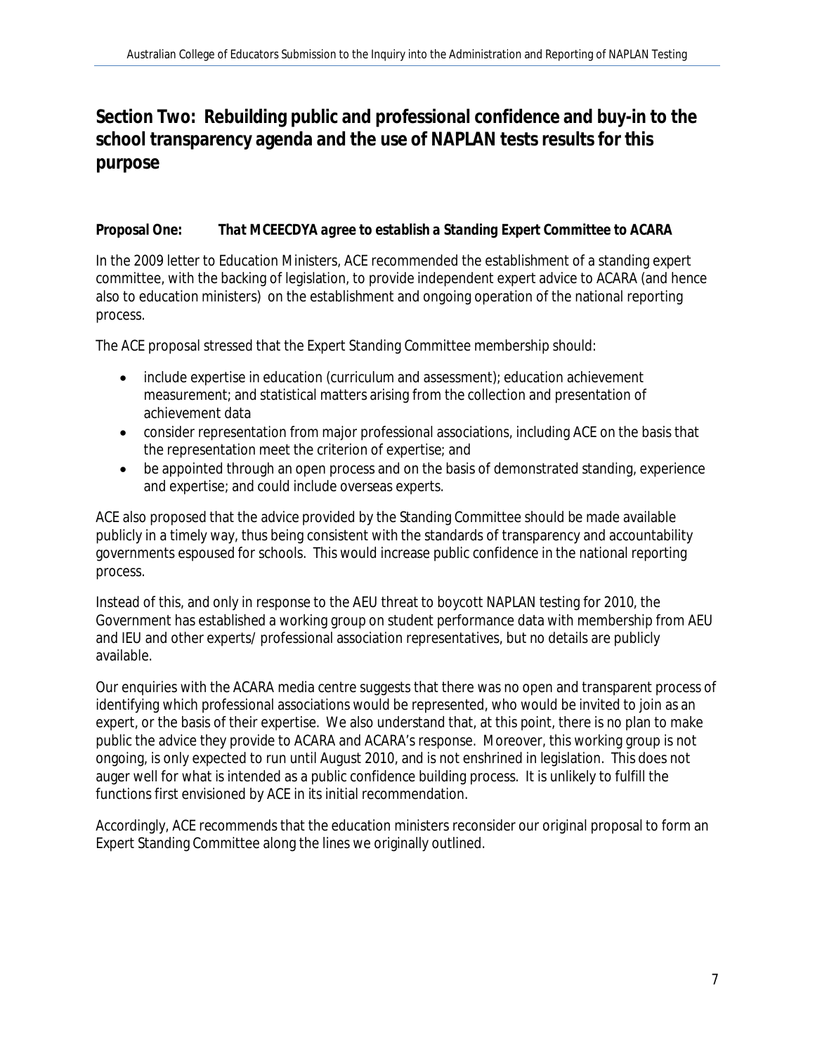## Section Two: Rebuilding public and professional confidence and buy-in to the school transparency agenda and the use of NAPLAN tests results for this purpose

***Proposal One: That MCEECDYA agree to establish a Standing Expert Committee to ACARA***

In the 2009 letter to Education Ministers, ACE recommended the establishment of a standing expert committee, with the backing of legislation, to provide independent expert advice to ACARA (and hence also to education ministers) on the establishment and ongoing operation of the national reporting process.

The ACE proposal stressed that the Expert Standing Committee membership should:

- include expertise in education (curriculum and assessment); education achievement measurement; and statistical matters arising from the collection and presentation of achievement data
- consider representation from major professional associations, including ACE on the basis that the representation meet the criterion of expertise; and
- be appointed through an open process and on the basis of demonstrated standing, experience and expertise; and could include overseas experts.

ACE also proposed that the advice provided by the Standing Committee should be made available publicly in a timely way, thus being consistent with the standards of transparency and accountability governments espoused for schools. This would increase public confidence in the national reporting process.

Instead of this, and only in response to the AEU threat to boycott NAPLAN testing for 2010, the Government has established a working group on student performance data with membership from AEU and IEU and other experts/ professional association representatives, but no details are publicly available.

Our enquiries with the ACARA media centre suggests that there was no open and transparent process of identifying which professional associations would be represented, who would be invited to join as an expert, or the basis of their expertise. We also understand that, at this point, there is no plan to make public the advice they provide to ACARA and ACARA's response. Moreover, this working group is not ongoing, is only expected to run until August 2010, and is not enshrined in legislation. This does not auger well for what is intended as a public confidence building process. It is unlikely to fulfill the functions first envisioned by ACE in its initial recommendation.

Accordingly, ACE recommends that the education ministers reconsider our original proposal to form an Expert Standing Committee along the lines we originally outlined.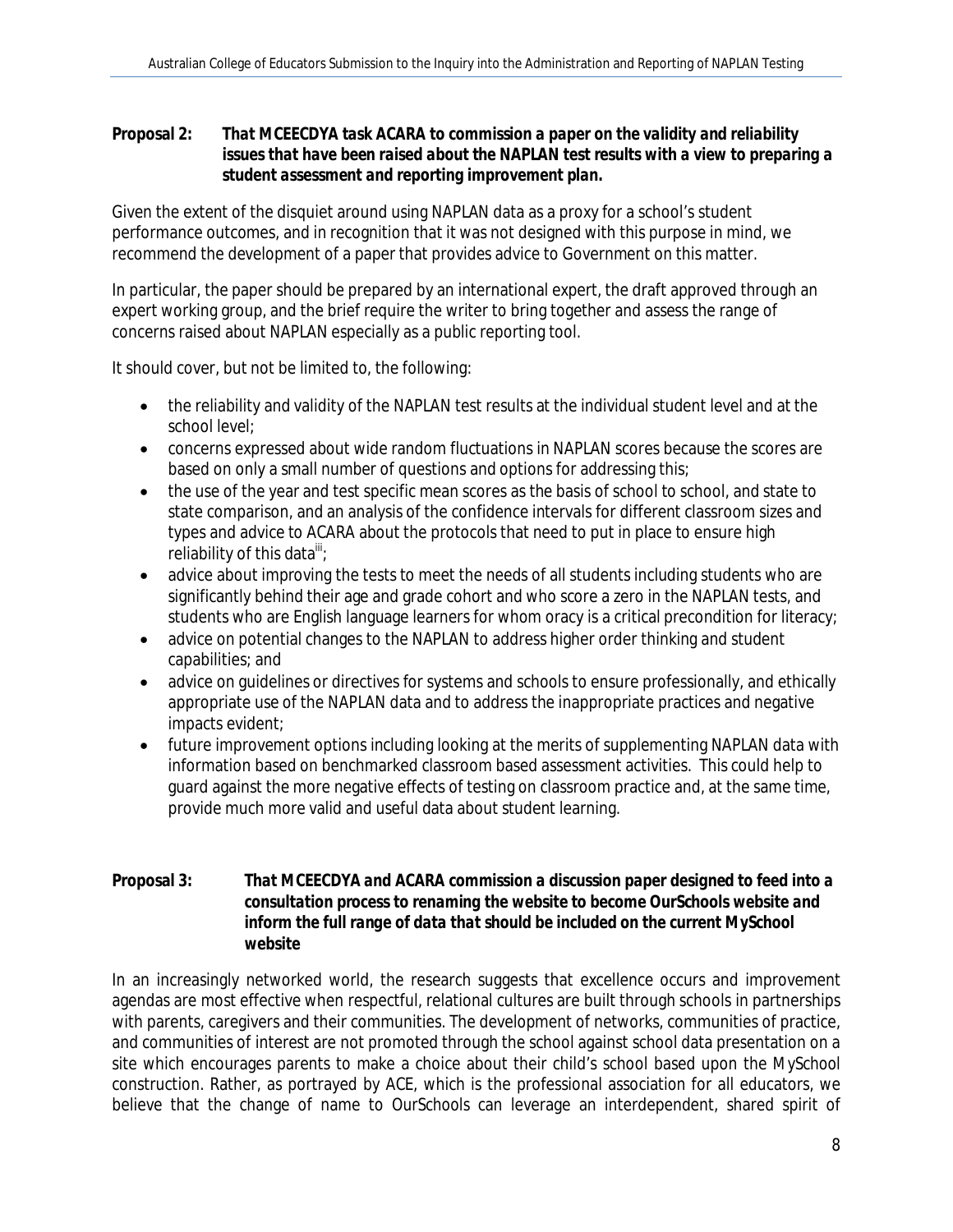**Proposal 2:** ***That MCEECDYA task ACARA to commission a paper on the validity and reliability issues that have been raised about the NAPLAN test results with a view to preparing a student assessment and reporting improvement plan.***

Given the extent of the disquiet around using NAPLAN data as a proxy for a school's student performance outcomes, and in recognition that it was not designed with this purpose in mind, we recommend the development of a paper that provides advice to Government on this matter.

In particular, the paper should be prepared by an international expert, the draft approved through an expert working group, and the brief require the writer to bring together and assess the range of concerns raised about NAPLAN especially as a public reporting tool.

It should cover, but not be limited to, the following:

- the reliability and validity of the NAPLAN test results at the individual student level and at the school level;
- concerns expressed about wide random fluctuations in NAPLAN scores because the scores are based on only a small number of questions and options for addressing this;
- the use of the year and test specific mean scores as the basis of school to school, and state to state comparison, and an analysis of the confidence intervals for different classroom sizes and types and advice to ACARA about the protocols that need to put in place to ensure high reliability of this data[iii];
- advice about improving the tests to meet the needs of all students including students who are significantly behind their age and grade cohort and who score a zero in the NAPLAN tests, and students who are English language learners for whom oracy is a critical precondition for literacy;
- advice on potential changes to the NAPLAN to address higher order thinking and student capabilities; and
- advice on guidelines or directives for systems and schools to ensure professionally, and ethically appropriate use of the NAPLAN data and to address the inappropriate practices and negative impacts evident;
- future improvement options including looking at the merits of supplementing NAPLAN data with information based on benchmarked classroom based assessment activities. This could help to guard against the more negative effects of testing on classroom practice and, at the same time, provide much more valid and useful data about student learning.

**Proposal 3:** ***That MCEECDYA and ACARA commission a discussion paper designed to feed into a consultation process to renaming the website to become OurSchools website and inform the full range of data that should be included on the current MySchool website***

In an increasingly networked world, the research suggests that excellence occurs and improvement agendas are most effective when respectful, relational cultures are built through schools in partnerships with parents, caregivers and their communities. The development of networks, communities of practice, and communities of interest are not promoted through the school against school data presentation on a site which encourages parents to make a choice about their child's school based upon the MySchool construction. Rather, as portrayed by ACE, which is the professional association for all educators, we believe that the change of name to OurSchools can leverage an interdependent, shared spirit of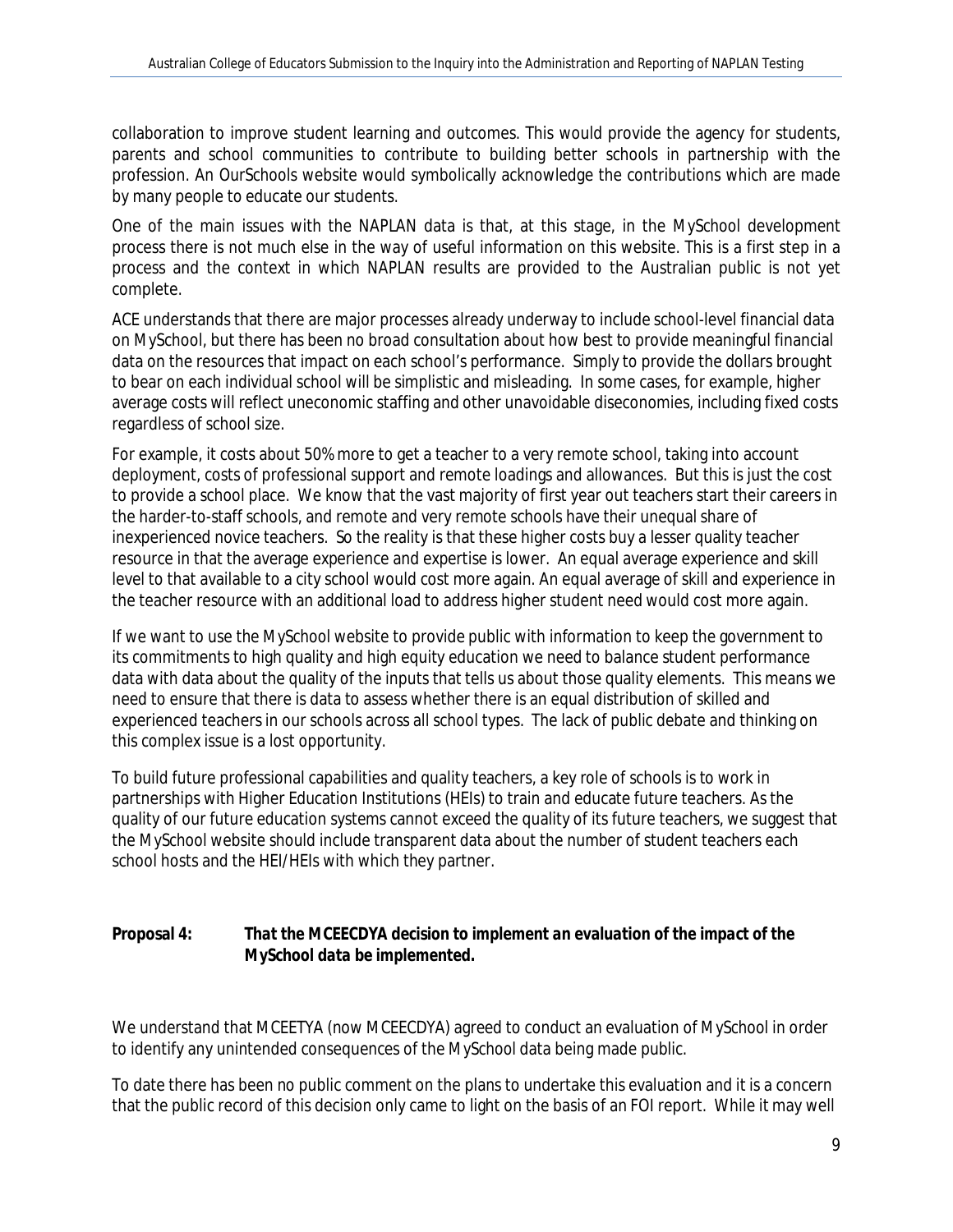collaboration to improve student learning and outcomes. This would provide the agency for students, parents and school communities to contribute to building better schools in partnership with the profession. An OurSchools website would symbolically acknowledge the contributions which are made by many people to educate our students.

One of the main issues with the NAPLAN data is that, at this stage, in the MySchool development process there is not much else in the way of useful information on this website. This is a first step in a process and the context in which NAPLAN results are provided to the Australian public is not yet complete.

ACE understands that there are major processes already underway to include school-level financial data on MySchool, but there has been no broad consultation about how best to provide meaningful financial data on the resources that impact on each school's performance. Simply to provide the dollars brought to bear on each individual school will be simplistic and misleading. In some cases, for example, higher average costs will reflect uneconomic staffing and other unavoidable diseconomies, including fixed costs regardless of school size.

For example, it costs about 50% more to get a teacher to a very remote school, taking into account deployment, costs of professional support and remote loadings and allowances. But this is just the cost to provide a school place. We know that the vast majority of first year out teachers start their careers in the harder-to-staff schools, and remote and very remote schools have their unequal share of inexperienced novice teachers. So the reality is that these higher costs buy a lesser quality teacher resource in that the average experience and expertise is lower. An equal average experience and skill level to that available to a city school would cost more again. An equal average of skill and experience in the teacher resource with an additional load to address higher student need would cost more again.

If we want to use the MySchool website to provide public with information to keep the government to its commitments to high quality and high equity education we need to balance student performance data with data about the quality of the inputs that tells us about those quality elements. This means we need to ensure that there is data to assess whether there is an equal distribution of skilled and experienced teachers in our schools across all school types. The lack of public debate and thinking on this complex issue is a lost opportunity.

To build future professional capabilities and quality teachers, a key role of schools is to work in partnerships with Higher Education Institutions (HEIs) to train and educate future teachers. As the quality of our future education systems cannot exceed the quality of its future teachers, we suggest that the MySchool website should include transparent data about the number of student teachers each school hosts and the HEI/HEIs with which they partner.

***Proposal 4: That the MCEECDYA decision to implement an evaluation of the impact of the MySchool data be implemented.***

We understand that MCEETYA (now MCEECDYA) agreed to conduct an evaluation of MySchool in order to identify any unintended consequences of the MySchool data being made public.

To date there has been no public comment on the plans to undertake this evaluation and it is a concern that the public record of this decision only came to light on the basis of an FOI report. While it may well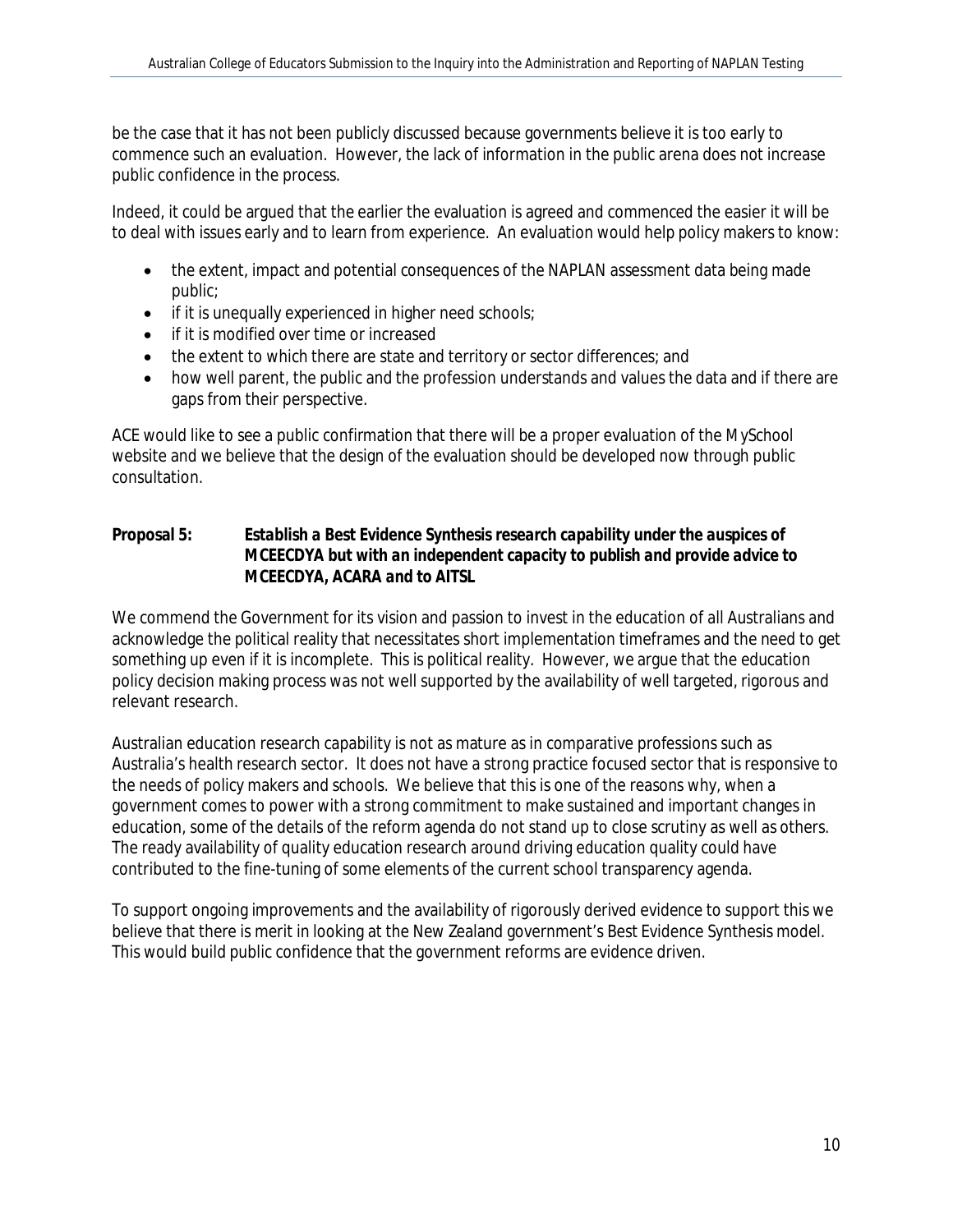be the case that it has not been publicly discussed because governments believe it is too early to commence such an evaluation. However, the lack of information in the public arena does not increase public confidence in the process.

Indeed, it could be argued that the earlier the evaluation is agreed and commenced the easier it will be to deal with issues early and to learn from experience. An evaluation would help policy makers to know:

- the extent, impact and potential consequences of the NAPLAN assessment data being made public;
- if it is unequally experienced in higher need schools;
- if it is modified over time or increased
- the extent to which there are state and territory or sector differences; and
- how well parent, the public and the profession understands and values the data and if there are gaps from their perspective.

ACE would like to see a public confirmation that there will be a proper evaluation of the MySchool website and we believe that the design of the evaluation should be developed now through public consultation.

**Proposal 5:** ***Establish a Best Evidence Synthesis research capability under the auspices of MCEECDYA but with an independent capacity to publish and provide advice to MCEECDYA, ACARA and to AITSL***

We commend the Government for its vision and passion to invest in the education of all Australians and acknowledge the political reality that necessitates short implementation timeframes and the need to get something up even if it is incomplete. This is political reality. However, we argue that the education policy decision making process was not well supported by the availability of well targeted, rigorous and relevant research.

Australian education research capability is not as mature as in comparative professions such as Australia's health research sector. It does not have a strong practice focused sector that is responsive to the needs of policy makers and schools. We believe that this is one of the reasons why, when a government comes to power with a strong commitment to make sustained and important changes in education, some of the details of the reform agenda do not stand up to close scrutiny as well as others. The ready availability of quality education research around driving education quality could have contributed to the fine-tuning of some elements of the current school transparency agenda.

To support ongoing improvements and the availability of rigorously derived evidence to support this we believe that there is merit in looking at the New Zealand government's Best Evidence Synthesis model. This would build public confidence that the government reforms are evidence driven.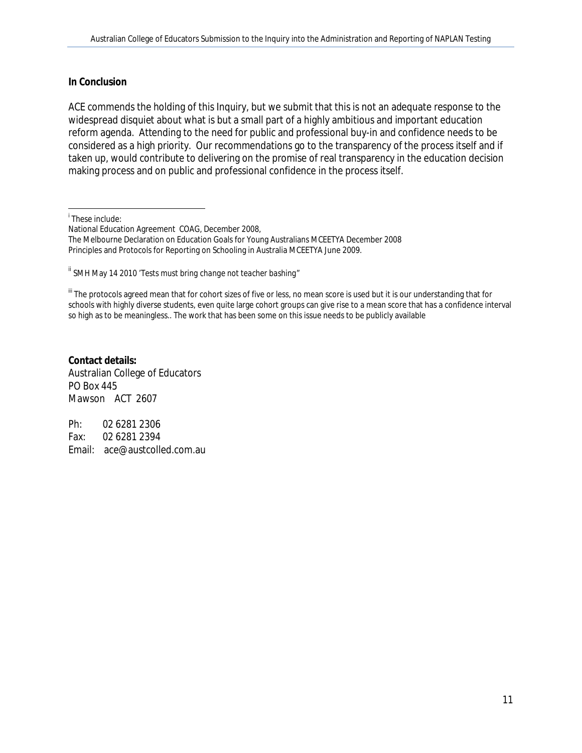**In Conclusion**

ACE commends the holding of this Inquiry, but we submit that this is not an adequate response to the widespread disquiet about what is but a small part of a highly ambitious and important education reform agenda. Attending to the need for public and professional buy-in and confidence needs to be considered as a high priority. Our recommendations go to the transparency of the process itself and if taken up, would contribute to delivering on the promise of real transparency in the education decision making process and on public and professional confidence in the process itself.

---

[i] These include:
National Education Agreement COAG, December 2008,
The Melbourne Declaration on Education Goals for Young Australians MCEETYA December 2008
Principles and Protocols for Reporting on Schooling in Australia MCEETYA June 2009.

[ii] *SMH May 14 2010 'Tests must bring change not teacher bashing"*

[iii] The protocols agreed mean that for cohort sizes of five or less, no mean score is used but it is our understanding that for schools with highly diverse students, even quite large cohort groups can give rise to a mean score that has a confidence interval so high as to be meaningless.. The work that has been some on this issue needs to be publicly available

**Contact details:**
Australian College of Educators
PO Box 445
Mawson ACT 2607

Ph: 02 6281 2306
Fax: 02 6281 2394
Email: ace@austcolled.com.au